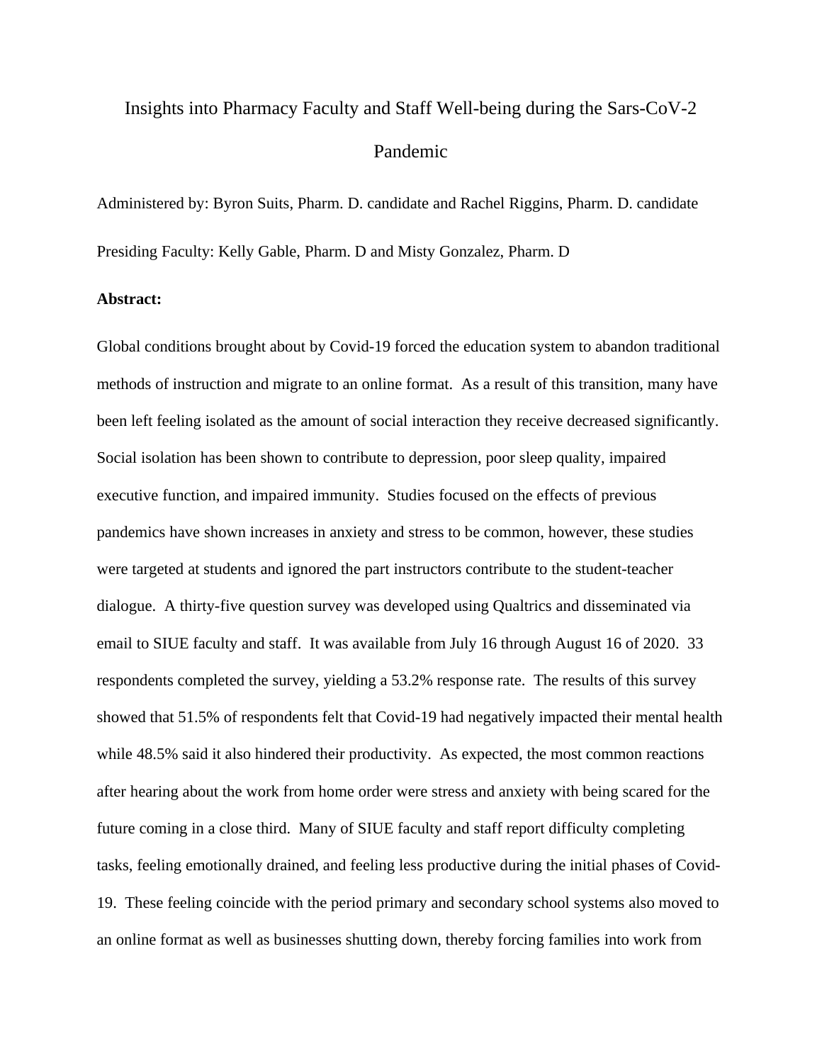# Insights into Pharmacy Faculty and Staff Well-being during the Sars-CoV-2 Pandemic

Administered by: Byron Suits, Pharm. D. candidate and Rachel Riggins, Pharm. D. candidate

Presiding Faculty: Kelly Gable, Pharm. D and Misty Gonzalez, Pharm. D

**Abstract:**

Global conditions brought about by Covid-19 forced the education system to abandon traditional methods of instruction and migrate to an online format. As a result of this transition, many have been left feeling isolated as the amount of social interaction they receive decreased significantly. Social isolation has been shown to contribute to depression, poor sleep quality, impaired executive function, and impaired immunity. Studies focused on the effects of previous pandemics have shown increases in anxiety and stress to be common, however, these studies were targeted at students and ignored the part instructors contribute to the student-teacher dialogue. A thirty-five question survey was developed using Qualtrics and disseminated via email to SIUE faculty and staff. It was available from July 16 through August 16 of 2020. 33 respondents completed the survey, yielding a 53.2% response rate. The results of this survey showed that 51.5% of respondents felt that Covid-19 had negatively impacted their mental health while 48.5% said it also hindered their productivity. As expected, the most common reactions after hearing about the work from home order were stress and anxiety with being scared for the future coming in a close third. Many of SIUE faculty and staff report difficulty completing tasks, feeling emotionally drained, and feeling less productive during the initial phases of Covid-19. These feeling coincide with the period primary and secondary school systems also moved to an online format as well as businesses shutting down, thereby forcing families into work from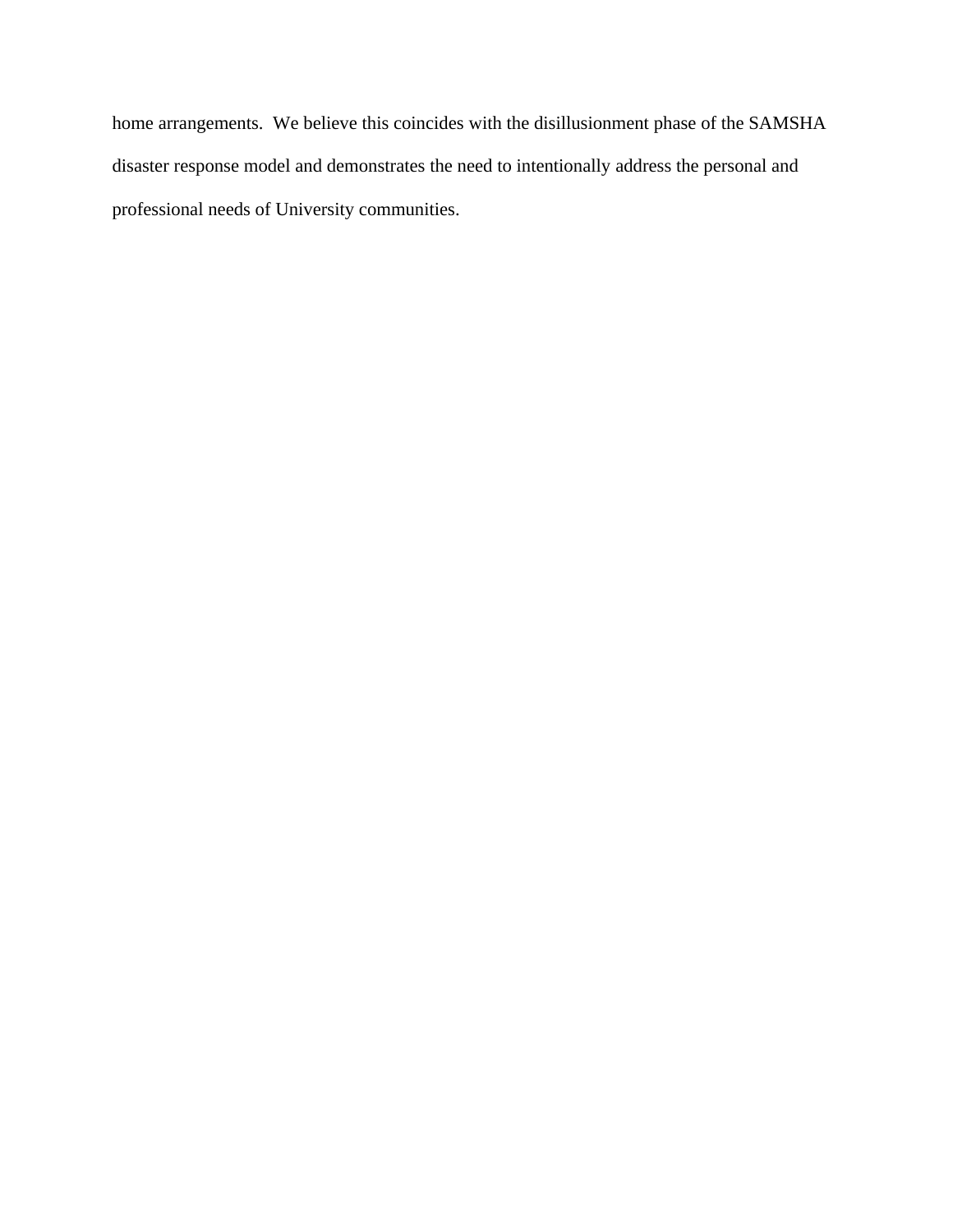home arrangements. We believe this coincides with the disillusionment phase of the SAMSHA disaster response model and demonstrates the need to intentionally address the personal and professional needs of University communities.